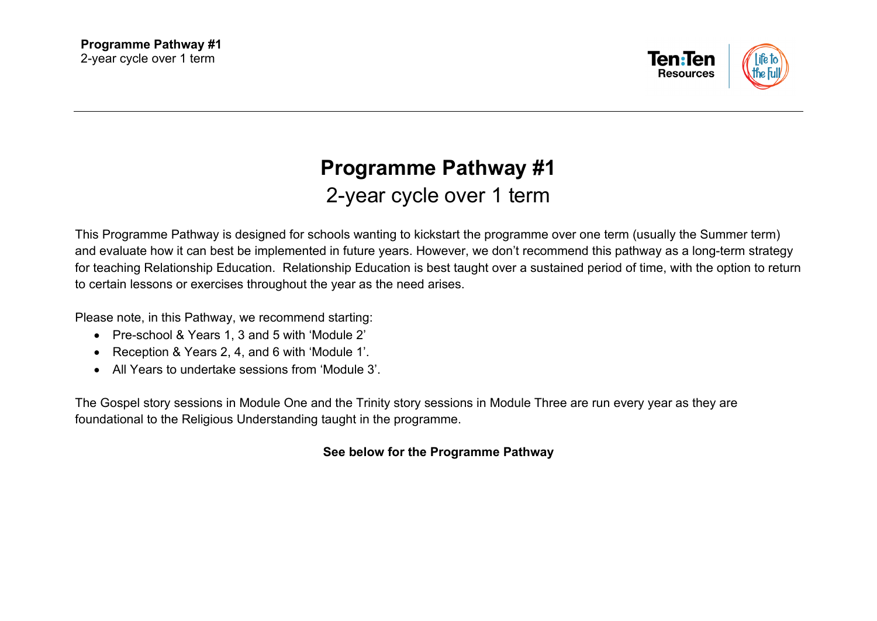# Programme Pathway #1

## 2-year cycle over 1 term

This Programme Pathway is designed for schools wanting to kickstart the programme over one term (usually the Summer term) and evaluate how it can best be implemented in future years. However, we don't recommend this pathway as a long-term strategy for teaching Relationship Education. Relationship Education is best taught over a sustained period of time, with the option to return to certain lessons or exercises throughout the year as the need arises.

Please note, in this Pathway, we recommend starting:

- Pre-school & Years 1, 3 and 5 with 'Module 2'
- Reception & Years 2, 4, and 6 with 'Module 1'.
- All Years to undertake sessions from 'Module 3'.

The Gospel story sessions in Module One and the Trinity story sessions in Module Three are run every year as they are foundational to the Religious Understanding taught in the programme.

**See below for the Programme Pathway**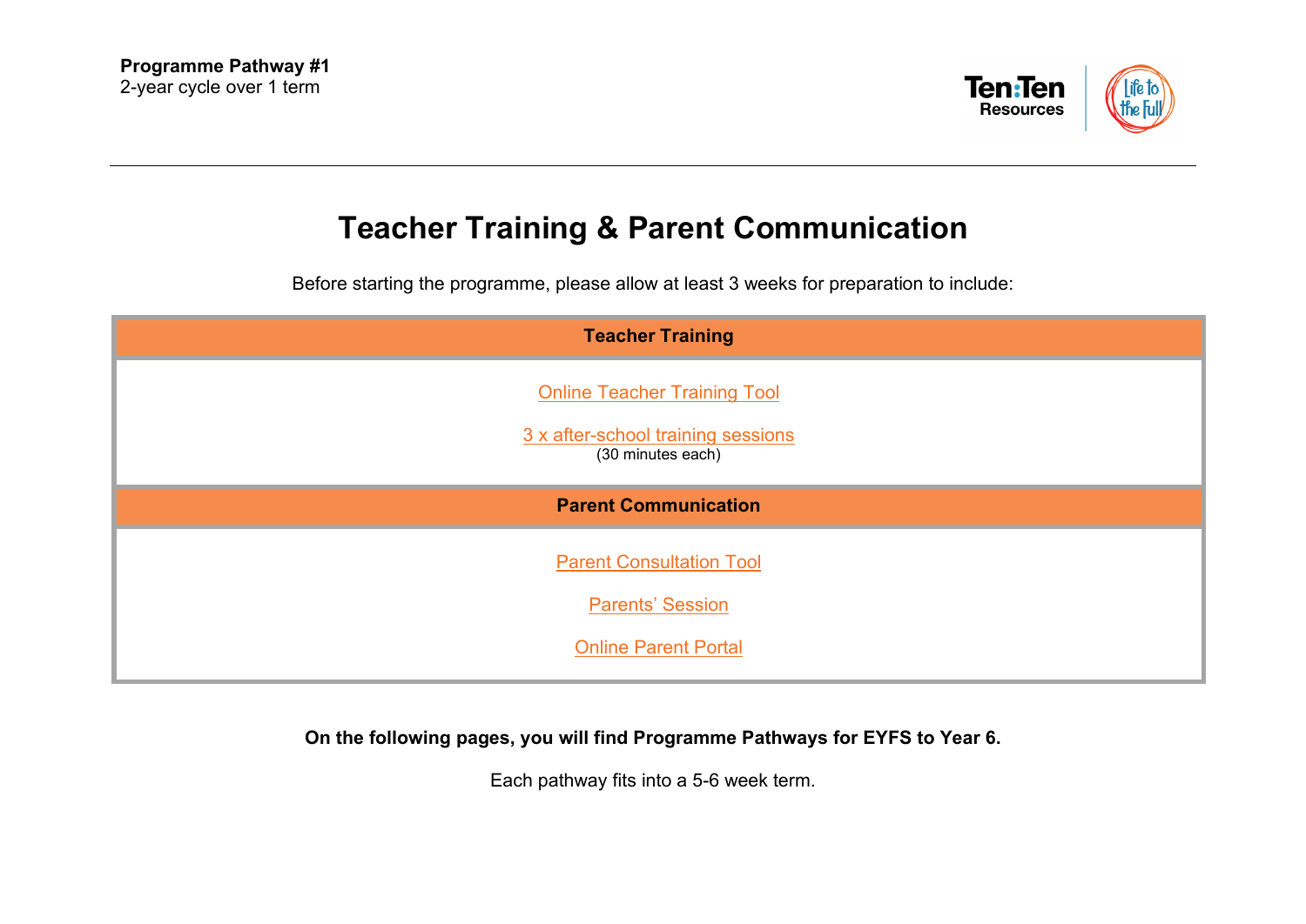**Programme Pathway #1**
2-year cycle over 1 term

# Teacher Training & Parent Communication

Before starting the programme, please allow at least 3 weeks for preparation to include:

| Teacher Training |
| --- |
| Online Teacher Training Tool<br><br>3 x after-school training sessions<br>(30 minutes each) |
| **Parent Communication** |
| Parent Consultation Tool<br><br>Parents' Session<br><br>Online Parent Portal |

**On the following pages, you will find Programme Pathways for EYFS to Year 6.**

Each pathway fits into a 5-6 week term.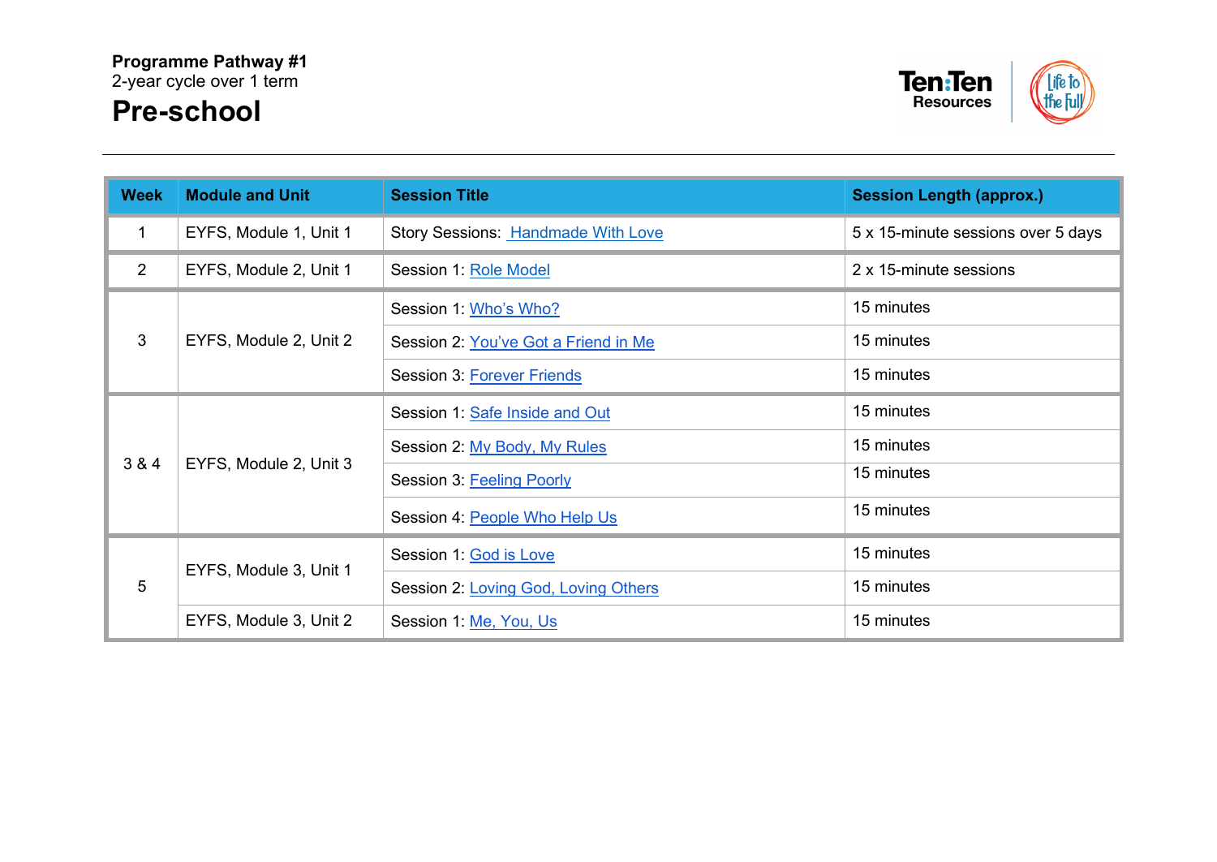**Programme Pathway #1**
2-year cycle over 1 term

# Pre-school

| Week | Module and Unit | Session Title | Session Length (approx.) |
|---|---|---|---|
| 1 | EYFS, Module 1, Unit 1 | Story Sessions: Handmade With Love | 5 x 15-minute sessions over 5 days |
| 2 | EYFS, Module 2, Unit 1 | Session 1: Role Model | 2 x 15-minute sessions |
| 3 | EYFS, Module 2, Unit 2 | Session 1: Who's Who? | 15 minutes |
| | | Session 2: You've Got a Friend in Me | 15 minutes |
| | | Session 3: Forever Friends | 15 minutes |
| 3 & 4 | EYFS, Module 2, Unit 3 | Session 1: Safe Inside and Out | 15 minutes |
| | | Session 2: My Body, My Rules | 15 minutes |
| | | Session 3: Feeling Poorly | 15 minutes |
| | | Session 4: People Who Help Us | 15 minutes |
| 5 | EYFS, Module 3, Unit 1 | Session 1: God is Love | 15 minutes |
| | | Session 2: Loving God, Loving Others | 15 minutes |
| | EYFS, Module 3, Unit 2 | Session 1: Me, You, Us | 15 minutes |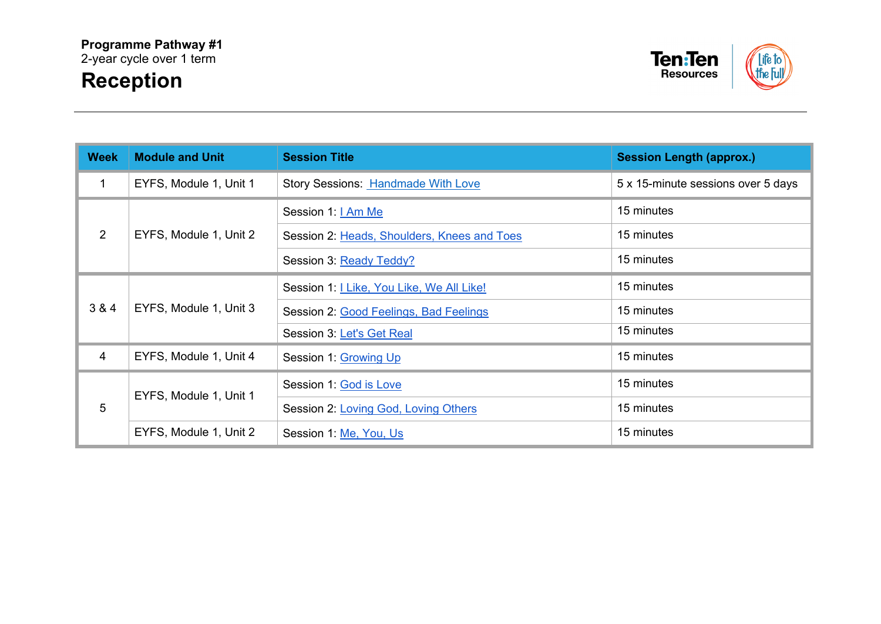**Programme Pathway #1**
2-year cycle over 1 term

# Reception

| Week | Module and Unit | Session Title | Session Length (approx.) |
|---|---|---|---|
| 1 | EYFS, Module 1, Unit 1 | Story Sessions: Handmade With Love | 5 x 15-minute sessions over 5 days |
| 2 | EYFS, Module 1, Unit 2 | Session 1: I Am Me | 15 minutes |
| | | Session 2: Heads, Shoulders, Knees and Toes | 15 minutes |
| | | Session 3: Ready Teddy? | 15 minutes |
| 3 & 4 | EYFS, Module 1, Unit 3 | Session 1: I Like, You Like, We All Like! | 15 minutes |
| | | Session 2: Good Feelings, Bad Feelings | 15 minutes |
| | | Session 3: Let's Get Real | 15 minutes |
| 4 | EYFS, Module 1, Unit 4 | Session 1: Growing Up | 15 minutes |
| 5 | EYFS, Module 1, Unit 1 | Session 1: God is Love | 15 minutes |
| | | Session 2: Loving God, Loving Others | 15 minutes |
| | EYFS, Module 1, Unit 2 | Session 1: Me, You, Us | 15 minutes |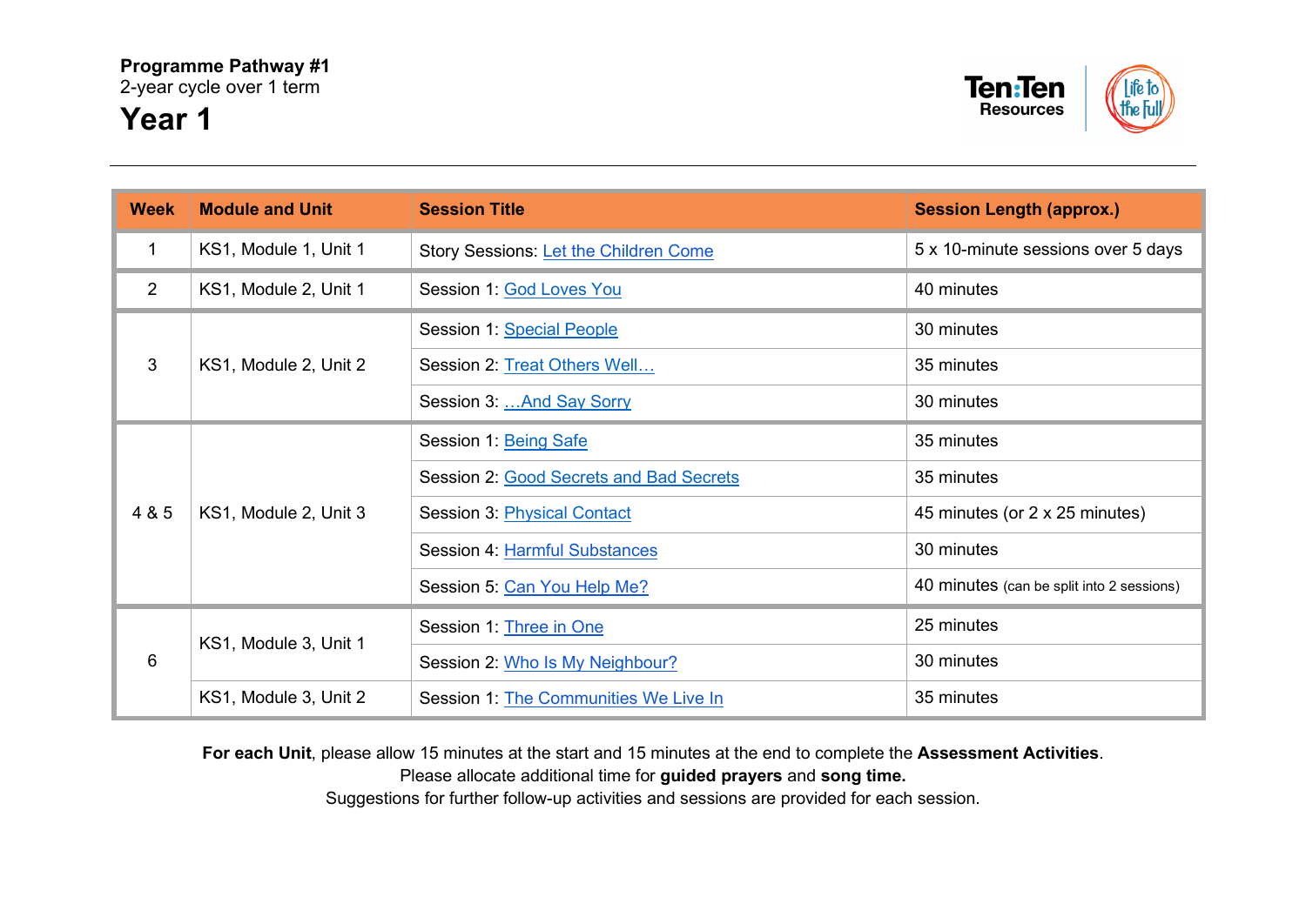**Programme Pathway #1**
2-year cycle over 1 term

# Year 1

| Week | Module and Unit | Session Title | Session Length (approx.) |
|---|---|---|---|
| 1 | KS1, Module 1, Unit 1 | Story Sessions: Let the Children Come | 5 x 10-minute sessions over 5 days |
| 2 | KS1, Module 2, Unit 1 | Session 1: God Loves You | 40 minutes |
| 3 | KS1, Module 2, Unit 2 | Session 1: Special People | 30 minutes |
| | | Session 2: Treat Others Well… | 35 minutes |
| | | Session 3: …And Say Sorry | 30 minutes |
| 4 & 5 | KS1, Module 2, Unit 3 | Session 1: Being Safe | 35 minutes |
| | | Session 2: Good Secrets and Bad Secrets | 35 minutes |
| | | Session 3: Physical Contact | 45 minutes (or 2 x 25 minutes) |
| | | Session 4: Harmful Substances | 30 minutes |
| | | Session 5: Can You Help Me? | 40 minutes (can be split into 2 sessions) |
| 6 | KS1, Module 3, Unit 1 | Session 1: Three in One | 25 minutes |
| | | Session 2: Who Is My Neighbour? | 30 minutes |
| | KS1, Module 3, Unit 2 | Session 1: The Communities We Live In | 35 minutes |

**For each Unit**, please allow 15 minutes at the start and 15 minutes at the end to complete the **Assessment Activities**.
Please allocate additional time for **guided prayers** and **song time.**
Suggestions for further follow-up activities and sessions are provided for each session.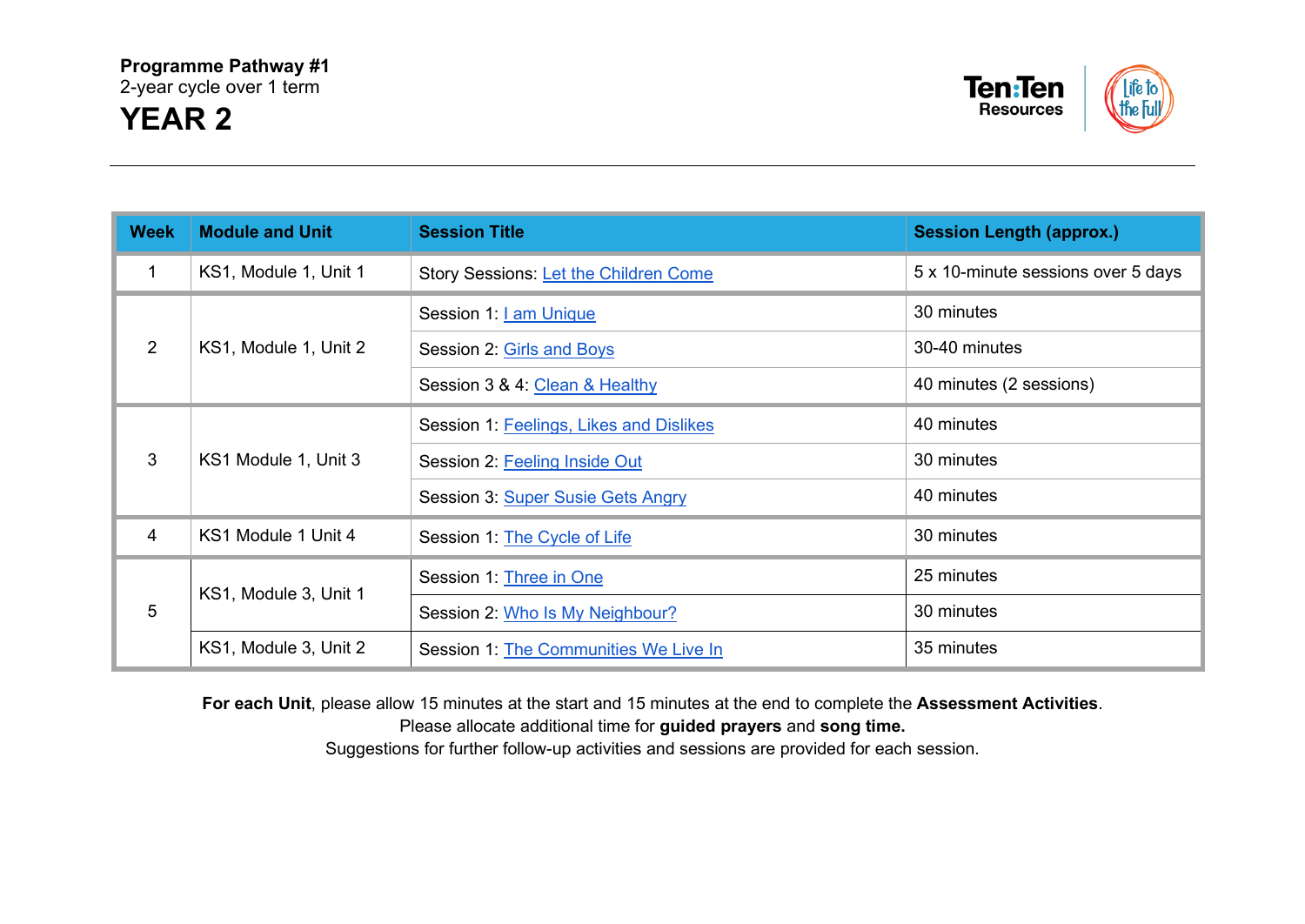**Programme Pathway #1**
2-year cycle over 1 term

# YEAR 2

| Week | Module and Unit | Session Title | Session Length (approx.) |
| --- | --- | --- | --- |
| 1 | KS1, Module 1, Unit 1 | Story Sessions: Let the Children Come | 5 x 10-minute sessions over 5 days |
| 2 | KS1, Module 1, Unit 2 | Session 1: I am Unique | 30 minutes |
| | | Session 2: Girls and Boys | 30-40 minutes |
| | | Session 3 & 4: Clean & Healthy | 40 minutes (2 sessions) |
| 3 | KS1 Module 1, Unit 3 | Session 1: Feelings, Likes and Dislikes | 40 minutes |
| | | Session 2: Feeling Inside Out | 30 minutes |
| | | Session 3: Super Susie Gets Angry | 40 minutes |
| 4 | KS1 Module 1 Unit 4 | Session 1: The Cycle of Life | 30 minutes |
| 5 | KS1, Module 3, Unit 1 | Session 1: Three in One | 25 minutes |
| | | Session 2: Who Is My Neighbour? | 30 minutes |
| | KS1, Module 3, Unit 2 | Session 1: The Communities We Live In | 35 minutes |

**For each Unit**, please allow 15 minutes at the start and 15 minutes at the end to complete the **Assessment Activities**.
Please allocate additional time for **guided prayers** and **song time.**
Suggestions for further follow-up activities and sessions are provided for each session.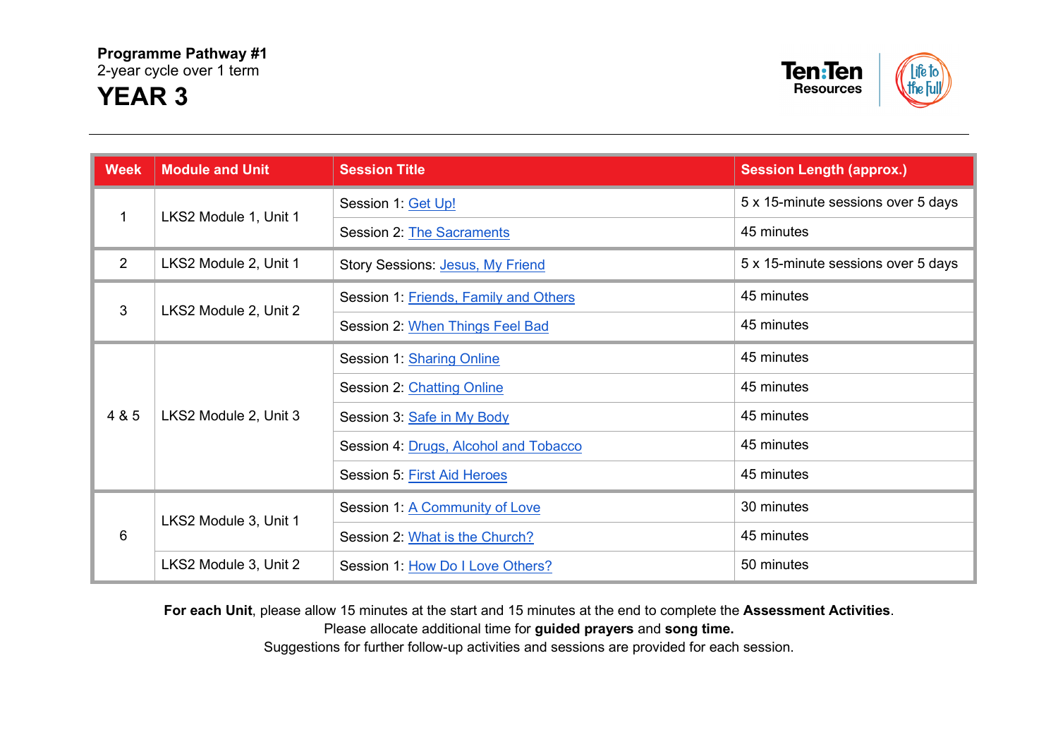**Programme Pathway #1**
2-year cycle over 1 term

# YEAR 3

| Week | Module and Unit | Session Title | Session Length (approx.) |
|---|---|---|---|
| 1 | LKS2 Module 1, Unit 1 | Session 1: Get Up! | 5 x 15-minute sessions over 5 days |
| | | Session 2: The Sacraments | 45 minutes |
| 2 | LKS2 Module 2, Unit 1 | Story Sessions: Jesus, My Friend | 5 x 15-minute sessions over 5 days |
| 3 | LKS2 Module 2, Unit 2 | Session 1: Friends, Family and Others | 45 minutes |
| | | Session 2: When Things Feel Bad | 45 minutes |
| 4 & 5 | LKS2 Module 2, Unit 3 | Session 1: Sharing Online | 45 minutes |
| | | Session 2: Chatting Online | 45 minutes |
| | | Session 3: Safe in My Body | 45 minutes |
| | | Session 4: Drugs, Alcohol and Tobacco | 45 minutes |
| | | Session 5: First Aid Heroes | 45 minutes |
| 6 | LKS2 Module 3, Unit 1 | Session 1: A Community of Love | 30 minutes |
| | | Session 2: What is the Church? | 45 minutes |
| | LKS2 Module 3, Unit 2 | Session 1: How Do I Love Others? | 50 minutes |

**For each Unit**, please allow 15 minutes at the start and 15 minutes at the end to complete the **Assessment Activities**.
Please allocate additional time for **guided prayers** and **song time.**
Suggestions for further follow-up activities and sessions are provided for each session.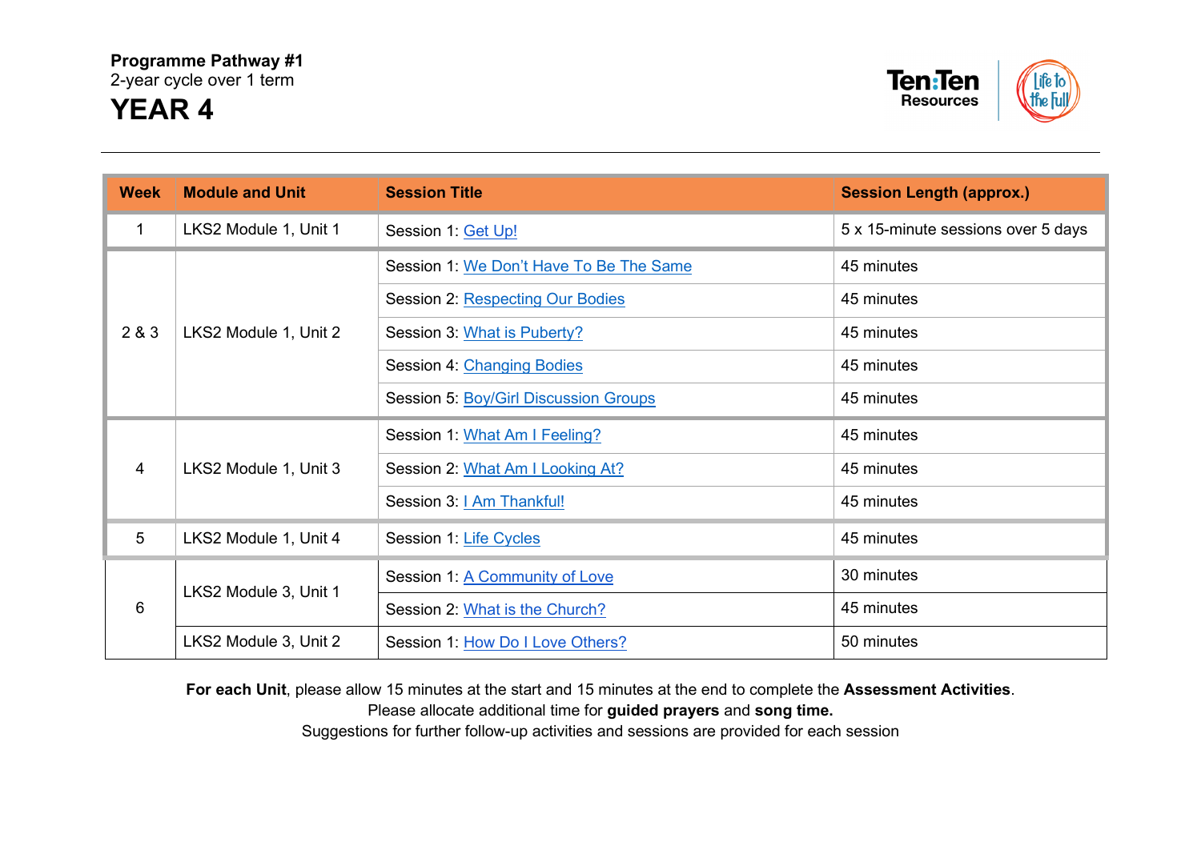**Programme Pathway #1**
2-year cycle over 1 term

# YEAR 4

| Week | Module and Unit | Session Title | Session Length (approx.) |
|---|---|---|---|
| 1 | LKS2 Module 1, Unit 1 | Session 1: Get Up! | 5 x 15-minute sessions over 5 days |
| 2 & 3 | LKS2 Module 1, Unit 2 | Session 1: We Don't Have To Be The Same | 45 minutes |
| | | Session 2: Respecting Our Bodies | 45 minutes |
| | | Session 3: What is Puberty? | 45 minutes |
| | | Session 4: Changing Bodies | 45 minutes |
| | | Session 5: Boy/Girl Discussion Groups | 45 minutes |
| 4 | LKS2 Module 1, Unit 3 | Session 1: What Am I Feeling? | 45 minutes |
| | | Session 2: What Am I Looking At? | 45 minutes |
| | | Session 3: I Am Thankful! | 45 minutes |
| 5 | LKS2 Module 1, Unit 4 | Session 1: Life Cycles | 45 minutes |
| 6 | LKS2 Module 3, Unit 1 | Session 1: A Community of Love | 30 minutes |
| | | Session 2: What is the Church? | 45 minutes |
| | LKS2 Module 3, Unit 2 | Session 1: How Do I Love Others? | 50 minutes |

**For each Unit**, please allow 15 minutes at the start and 15 minutes at the end to complete the **Assessment Activities**.
Please allocate additional time for **guided prayers** and **song time.**
Suggestions for further follow-up activities and sessions are provided for each session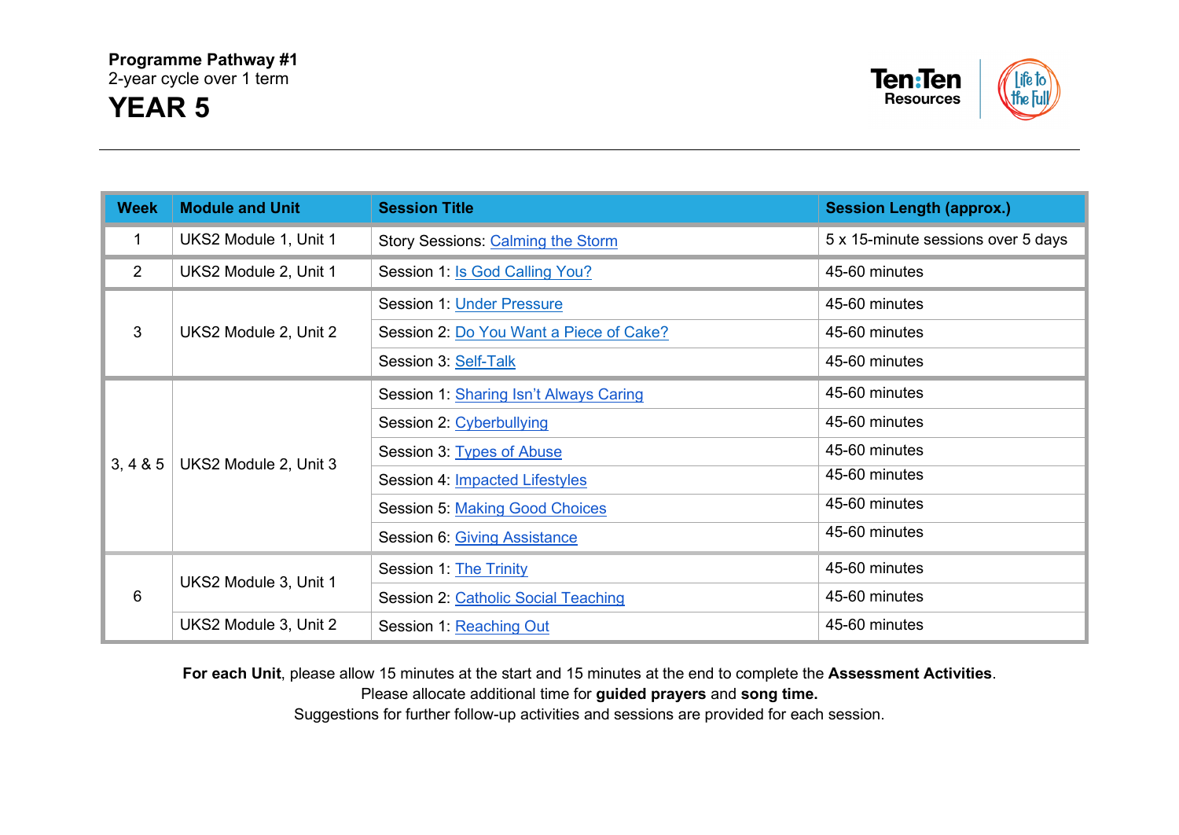**Programme Pathway #1**
2-year cycle over 1 term

# YEAR 5

| Week | Module and Unit | Session Title | Session Length (approx.) |
|---|---|---|---|
| 1 | UKS2 Module 1, Unit 1 | Story Sessions: Calming the Storm | 5 x 15-minute sessions over 5 days |
| 2 | UKS2 Module 2, Unit 1 | Session 1: Is God Calling You? | 45-60 minutes |
| 3 | UKS2 Module 2, Unit 2 | Session 1: Under Pressure | 45-60 minutes |
| | | Session 2: Do You Want a Piece of Cake? | 45-60 minutes |
| | | Session 3: Self-Talk | 45-60 minutes |
| 3, 4 & 5 | UKS2 Module 2, Unit 3 | Session 1: Sharing Isn't Always Caring | 45-60 minutes |
| | | Session 2: Cyberbullying | 45-60 minutes |
| | | Session 3: Types of Abuse | 45-60 minutes |
| | | Session 4: Impacted Lifestyles | 45-60 minutes |
| | | Session 5: Making Good Choices | 45-60 minutes |
| | | Session 6: Giving Assistance | 45-60 minutes |
| 6 | UKS2 Module 3, Unit 1 | Session 1: The Trinity | 45-60 minutes |
| | | Session 2: Catholic Social Teaching | 45-60 minutes |
| | UKS2 Module 3, Unit 2 | Session 1: Reaching Out | 45-60 minutes |

**For each Unit**, please allow 15 minutes at the start and 15 minutes at the end to complete the **Assessment Activities**.
Please allocate additional time for **guided prayers** and **song time.**
Suggestions for further follow-up activities and sessions are provided for each session.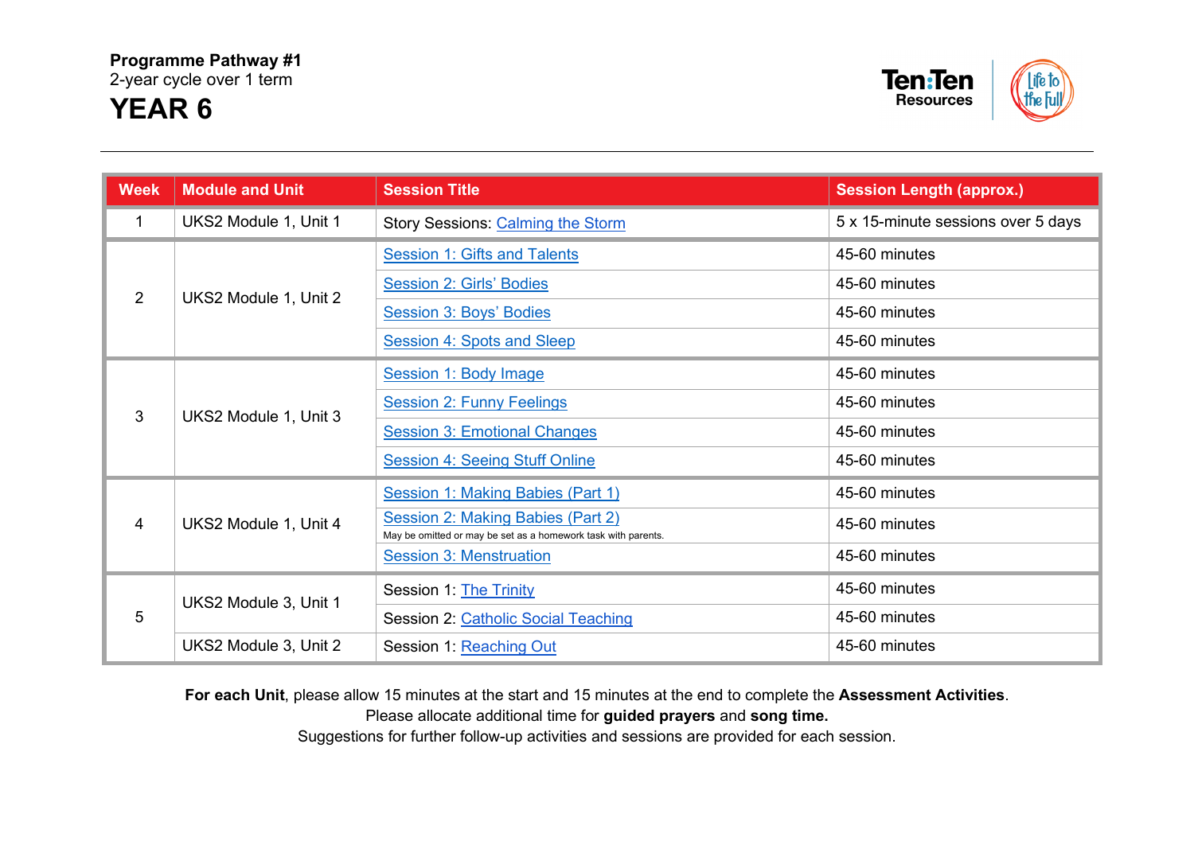**Programme Pathway #1**
2-year cycle over 1 term

# YEAR 6

| Week | Module and Unit | Session Title | Session Length (approx.) |
|---|---|---|---|
| 1 | UKS2 Module 1, Unit 1 | Story Sessions: Calming the Storm | 5 x 15-minute sessions over 5 days |
| 2 | UKS2 Module 1, Unit 2 | Session 1: Gifts and Talents | 45-60 minutes |
| | | Session 2: Girls' Bodies | 45-60 minutes |
| | | Session 3: Boys' Bodies | 45-60 minutes |
| | | Session 4: Spots and Sleep | 45-60 minutes |
| 3 | UKS2 Module 1, Unit 3 | Session 1: Body Image | 45-60 minutes |
| | | Session 2: Funny Feelings | 45-60 minutes |
| | | Session 3: Emotional Changes | 45-60 minutes |
| | | Session 4: Seeing Stuff Online | 45-60 minutes |
| 4 | UKS2 Module 1, Unit 4 | Session 1: Making Babies (Part 1) | 45-60 minutes |
| | | Session 2: Making Babies (Part 2) May be omitted or may be set as a homework task with parents. | 45-60 minutes |
| | | Session 3: Menstruation | 45-60 minutes |
| 5 | UKS2 Module 3, Unit 1 | Session 1: The Trinity | 45-60 minutes |
| | | Session 2: Catholic Social Teaching | 45-60 minutes |
| | UKS2 Module 3, Unit 2 | Session 1: Reaching Out | 45-60 minutes |

**For each Unit**, please allow 15 minutes at the start and 15 minutes at the end to complete the **Assessment Activities**.
Please allocate additional time for **guided prayers** and **song time.**
Suggestions for further follow-up activities and sessions are provided for each session.